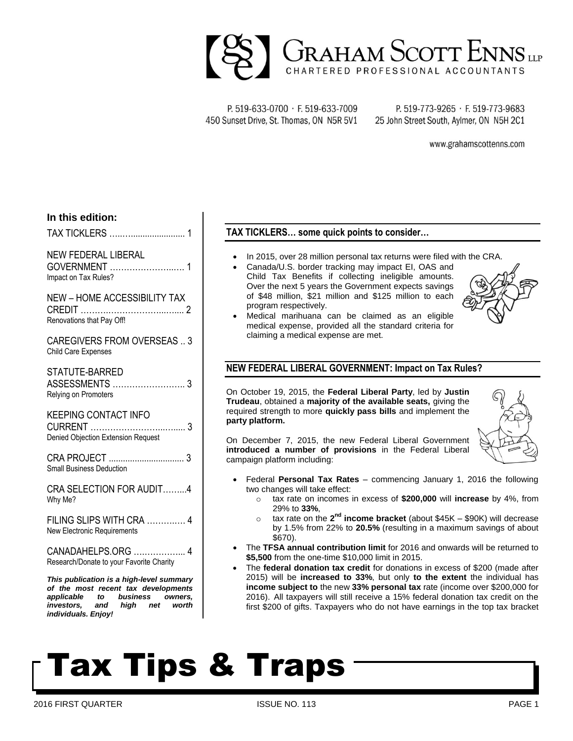# GRAHAM SCOTT ENNS LLP
CHARTERED PROFESSIONAL ACCOUNTANTS

P. 519-633-0700 · F. 519-633-7009
450 Sunset Drive, St. Thomas, ON N5R 5V1

P. 519-773-9265 · F. 519-773-9683
25 John Street South, Aylmer, ON N5H 2C1

www.grahamscottenns.com

# Tax Tips & Traps

2016 FIRST QUARTER — ISSUE NO. 113

**In this edition:**

TAX TICKLERS …………………………. 1

NEW FEDERAL LIBERAL GOVERNMENT ……………………… 1
Impact on Tax Rules?

NEW – HOME ACCESSIBILITY TAX CREDIT ……………………………… 2
Renovations that Pay Off!

CAREGIVERS FROM OVERSEAS .. 3
Child Care Expenses

STATUTE-BARRED ASSESSMENTS …………………….. 3
Relying on Promoters

KEEPING CONTACT INFO CURRENT …………………………… 3
Denied Objection Extension Request

CRA PROJECT ............................... 3
Small Business Deduction

CRA SELECTION FOR AUDIT……...4
Why Me?

FILING SLIPS WITH CRA …………. 4
New Electronic Requirements

CANADAHELPS.ORG ……………... 4
Research/Donate to your Favorite Charity

***This publication is a high-level summary of the most recent tax developments applicable to business owners, investors, and high net worth individuals. Enjoy!***

## TAX TICKLERS… some quick points to consider…

- In 2015, over 28 million personal tax returns were filed with the CRA.
- Canada/U.S. border tracking may impact EI, OAS and Child Tax Benefits if collecting ineligible amounts. Over the next 5 years the Government expects savings of $48 million, $21 million and $125 million to each program respectively.
- Medical marihuana can be claimed as an eligible medical expense, provided all the standard criteria for claiming a medical expense are met.

## NEW FEDERAL LIBERAL GOVERNMENT: Impact on Tax Rules?

On October 19, 2015, the **Federal Liberal Party**, led by **Justin Trudeau**, obtained a **majority of the available seats,** giving the required strength to more **quickly pass bills** and implement the **party platform.**

On December 7, 2015, the new Federal Liberal Government **introduced a number of provisions** in the Federal Liberal campaign platform including:

- Federal **Personal Tax Rates** – commencing January 1, 2016 the following two changes will take effect:
  - tax rate on incomes in excess of **$200,000** will **increase** by 4%, from 29% to **33%**,
  - tax rate on the **2nd income bracket** (about $45K – $90K) will decrease by 1.5% from 22% to **20.5%** (resulting in a maximum savings of about $670).
- The **TFSA annual contribution limit** for 2016 and onwards will be returned to **$5,500** from the one-time $10,000 limit in 2015.
- The **federal donation tax credit** for donations in excess of $200 (made after 2015) will be **increased to 33%**, but only **to the extent** the individual has **income subject to** the new **33% personal tax** rate (income over $200,000 for 2016). All taxpayers will still receive a 15% federal donation tax credit on the first $200 of gifts. Taxpayers who do not have earnings in the top tax bracket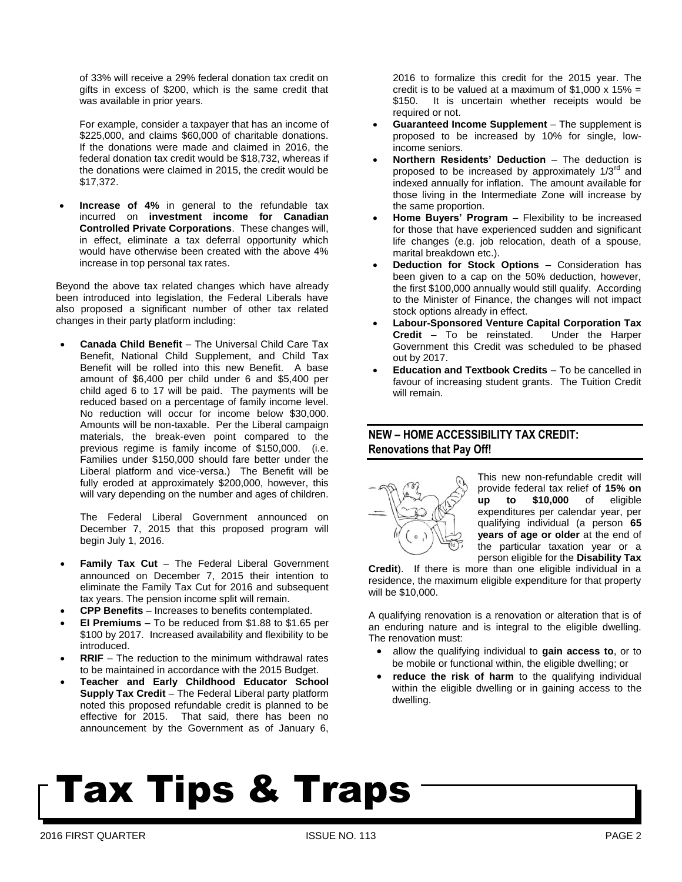of 33% will receive a 29% federal donation tax credit on gifts in excess of $200, which is the same credit that was available in prior years.

For example, consider a taxpayer that has an income of $225,000, and claims $60,000 of charitable donations. If the donations were made and claimed in 2016, the federal donation tax credit would be $18,732, whereas if the donations were claimed in 2015, the credit would be $17,372.

- **Increase of 4%** in general to the refundable tax incurred on **investment income for Canadian Controlled Private Corporations**. These changes will, in effect, eliminate a tax deferral opportunity which would have otherwise been created with the above 4% increase in top personal tax rates.

Beyond the above tax related changes which have already been introduced into legislation, the Federal Liberals have also proposed a significant number of other tax related changes in their party platform including:

- **Canada Child Benefit** – The Universal Child Care Tax Benefit, National Child Supplement, and Child Tax Benefit will be rolled into this new Benefit. A base amount of $6,400 per child under 6 and $5,400 per child aged 6 to 17 will be paid. The payments will be reduced based on a percentage of family income level. No reduction will occur for income below $30,000. Amounts will be non-taxable. Per the Liberal campaign materials, the break-even point compared to the previous regime is family income of $150,000. (i.e. Families under $150,000 should fare better under the Liberal platform and vice-versa.) The Benefit will be fully eroded at approximately $200,000, however, this will vary depending on the number and ages of children.

  The Federal Liberal Government announced on December 7, 2015 that this proposed program will begin July 1, 2016.

- **Family Tax Cut** – The Federal Liberal Government announced on December 7, 2015 their intention to eliminate the Family Tax Cut for 2016 and subsequent tax years. The pension income split will remain.
- **CPP Benefits** – Increases to benefits contemplated.
- **EI Premiums** – To be reduced from $1.88 to $1.65 per $100 by 2017. Increased availability and flexibility to be introduced.
- **RRIF** – The reduction to the minimum withdrawal rates to be maintained in accordance with the 2015 Budget.
- **Teacher and Early Childhood Educator School Supply Tax Credit** – The Federal Liberal party platform noted this proposed refundable credit is planned to be effective for 2015. That said, there has been no announcement by the Government as of January 6, 2016 to formalize this credit for the 2015 year. The credit is to be valued at a maximum of $1,000 x 15% = $150. It is uncertain whether receipts would be required or not.
- **Guaranteed Income Supplement** – The supplement is proposed to be increased by 10% for single, low-income seniors.
- **Northern Residents' Deduction** – The deduction is proposed to be increased by approximately 1/3rd and indexed annually for inflation. The amount available for those living in the Intermediate Zone will increase by the same proportion.
- **Home Buyers' Program** – Flexibility to be increased for those that have experienced sudden and significant life changes (e.g. job relocation, death of a spouse, marital breakdown etc.).
- **Deduction for Stock Options** – Consideration has been given to a cap on the 50% deduction, however, the first $100,000 annually would still qualify. According to the Minister of Finance, the changes will not impact stock options already in effect.
- **Labour-Sponsored Venture Capital Corporation Tax Credit** – To be reinstated. Under the Harper Government this Credit was scheduled to be phased out by 2017.
- **Education and Textbook Credits** – To be cancelled in favour of increasing student grants. The Tuition Credit will remain.

## NEW – HOME ACCESSIBILITY TAX CREDIT: Renovations that Pay Off!

This new non-refundable credit will provide federal tax relief of **15% on up to $10,000** of eligible expenditures per calendar year, per qualifying individual (a person **65 years of age or older** at the end of the particular taxation year or a person eligible for the **Disability Tax Credit**). If there is more than one eligible individual in a residence, the maximum eligible expenditure for that property will be $10,000.

A qualifying renovation is a renovation or alteration that is of an enduring nature and is integral to the eligible dwelling. The renovation must:

- allow the qualifying individual to **gain access to**, or to be mobile or functional within, the eligible dwelling; or
- **reduce the risk of harm** to the qualifying individual within the eligible dwelling or in gaining access to the dwelling.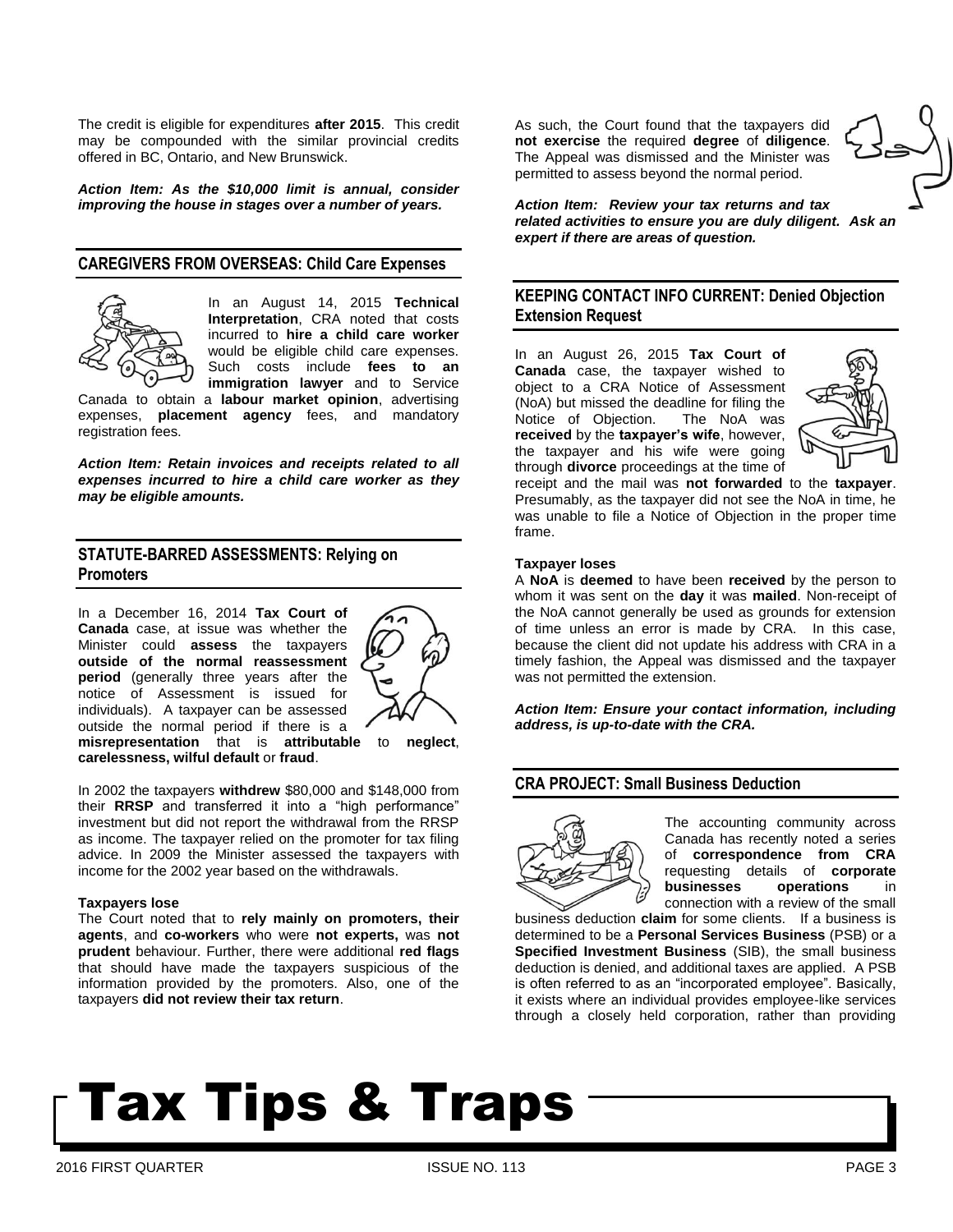The credit is eligible for expenditures **after 2015**. This credit may be compounded with the similar provincial credits offered in BC, Ontario, and New Brunswick.

***Action Item: As the $10,000 limit is annual, consider improving the house in stages over a number of years.***

## CAREGIVERS FROM OVERSEAS: Child Care Expenses

In an August 14, 2015 **Technical Interpretation**, CRA noted that costs incurred to **hire a child care worker** would be eligible child care expenses. Such costs include **fees to an immigration lawyer** and to Service Canada to obtain a **labour market opinion**, advertising expenses, **placement agency** fees, and mandatory registration fees.

***Action Item: Retain invoices and receipts related to all expenses incurred to hire a child care worker as they may be eligible amounts.***

## STATUTE-BARRED ASSESSMENTS: Relying on Promoters

In a December 16, 2014 **Tax Court of Canada** case, at issue was whether the Minister could **assess** the taxpayers **outside of the normal reassessment period** (generally three years after the notice of Assessment is issued for individuals). A taxpayer can be assessed outside the normal period if there is a **misrepresentation** that is **attributable** to **neglect**, **carelessness, wilful default** or **fraud**.

In 2002 the taxpayers **withdrew** $80,000 and $148,000 from their **RRSP** and transferred it into a "high performance" investment but did not report the withdrawal from the RRSP as income. The taxpayer relied on the promoter for tax filing advice. In 2009 the Minister assessed the taxpayers with income for the 2002 year based on the withdrawals.

**Taxpayers lose**

The Court noted that to **rely mainly on promoters, their agents**, and **co-workers** who were **not experts,** was **not prudent** behaviour. Further, there were additional **red flags** that should have made the taxpayers suspicious of the information provided by the promoters. Also, one of the taxpayers **did not review their tax return**.

As such, the Court found that the taxpayers did **not exercise** the required **degree** of **diligence**. The Appeal was dismissed and the Minister was permitted to assess beyond the normal period.

***Action Item: Review your tax returns and tax related activities to ensure you are duly diligent. Ask an expert if there are areas of question.***

## KEEPING CONTACT INFO CURRENT: Denied Objection Extension Request

In an August 26, 2015 **Tax Court of Canada** case, the taxpayer wished to object to a CRA Notice of Assessment (NoA) but missed the deadline for filing the Notice of Objection. The NoA was **received** by the **taxpayer's wife**, however, the taxpayer and his wife were going through **divorce** proceedings at the time of receipt and the mail was **not forwarded** to the **taxpayer**. Presumably, as the taxpayer did not see the NoA in time, he was unable to file a Notice of Objection in the proper time frame.

**Taxpayer loses**

A **NoA** is **deemed** to have been **received** by the person to whom it was sent on the **day** it was **mailed**. Non-receipt of the NoA cannot generally be used as grounds for extension of time unless an error is made by CRA. In this case, because the client did not update his address with CRA in a timely fashion, the Appeal was dismissed and the taxpayer was not permitted the extension.

***Action Item: Ensure your contact information, including address, is up-to-date with the CRA.***

## CRA PROJECT: Small Business Deduction

The accounting community across Canada has recently noted a series of **correspondence from CRA** requesting details of **corporate businesses operations** in connection with a review of the small business deduction **claim** for some clients. If a business is determined to be a **Personal Services Business** (PSB) or a **Specified Investment Business** (SIB), the small business deduction is denied, and additional taxes are applied. A PSB is often referred to as an "incorporated employee". Basically, it exists where an individual provides employee-like services through a closely held corporation, rather than providing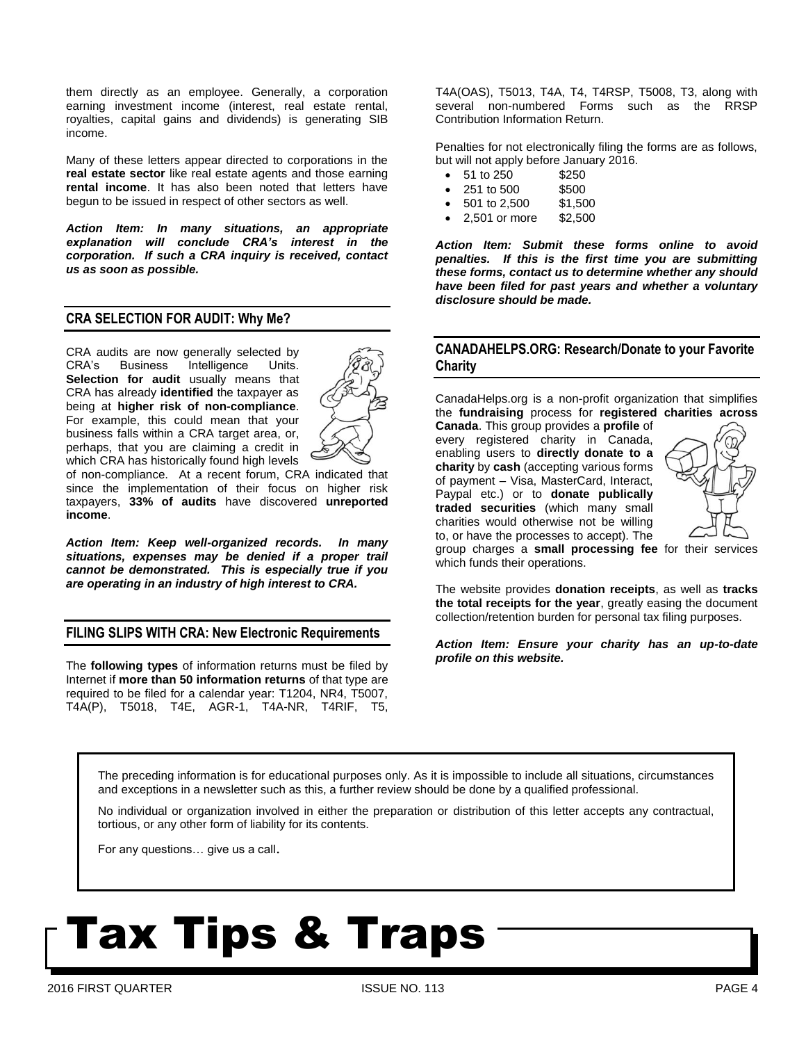them directly as an employee. Generally, a corporation earning investment income (interest, real estate rental, royalties, capital gains and dividends) is generating SIB income.

Many of these letters appear directed to corporations in the **real estate sector** like real estate agents and those earning **rental income**. It has also been noted that letters have begun to be issued in respect of other sectors as well.

***Action Item: In many situations, an appropriate explanation will conclude CRA's interest in the corporation. If such a CRA inquiry is received, contact us as soon as possible.***

## CRA SELECTION FOR AUDIT: Why Me?

CRA audits are now generally selected by CRA's Business Intelligence Units. **Selection for audit** usually means that CRA has already **identified** the taxpayer as being at **higher risk of non-compliance**. For example, this could mean that your business falls within a CRA target area, or, perhaps, that you are claiming a credit in which CRA has historically found high levels of non-compliance. At a recent forum, CRA indicated that since the implementation of their focus on higher risk taxpayers, **33% of audits** have discovered **unreported income**.

***Action Item: Keep well-organized records. In many situations, expenses may be denied if a proper trail cannot be demonstrated. This is especially true if you are operating in an industry of high interest to CRA.***

## FILING SLIPS WITH CRA: New Electronic Requirements

The **following types** of information returns must be filed by Internet if **more than 50 information returns** of that type are required to be filed for a calendar year: T1204, NR4, T5007, T4A(P), T5018, T4E, AGR-1, T4A-NR, T4RIF, T5, T4A(OAS), T5013, T4A, T4, T4RSP, T5008, T3, along with several non-numbered Forms such as the RRSP Contribution Information Return.

Penalties for not electronically filing the forms are as follows, but will not apply before January 2016.

- 51 to 250 $250
- 251 to 500 $500
- 501 to 2,500 $1,500
- 2,501 or more $2,500

***Action Item: Submit these forms online to avoid penalties. If this is the first time you are submitting these forms, contact us to determine whether any should have been filed for past years and whether a voluntary disclosure should be made.***

## CANADAHELPS.ORG: Research/Donate to your Favorite Charity

CanadaHelps.org is a non-profit organization that simplifies the **fundraising** process for **registered charities across Canada**. This group provides a **profile** of every registered charity in Canada, enabling users to **directly donate to a charity** by **cash** (accepting various forms of payment – Visa, MasterCard, Interact, Paypal etc.) or to **donate publically traded securities** (which many small charities would otherwise not be willing to, or have the processes to accept). The group charges a **small processing fee** for their services which funds their operations.

The website provides **donation receipts**, as well as **tracks the total receipts for the year**, greatly easing the document collection/retention burden for personal tax filing purposes.

***Action Item: Ensure your charity has an up-to-date profile on this website.***

The preceding information is for educational purposes only. As it is impossible to include all situations, circumstances and exceptions in a newsletter such as this, a further review should be done by a qualified professional.

No individual or organization involved in either the preparation or distribution of this letter accepts any contractual, tortious, or any other form of liability for its contents.

For any questions… give us a call.

# Tax Tips & Traps